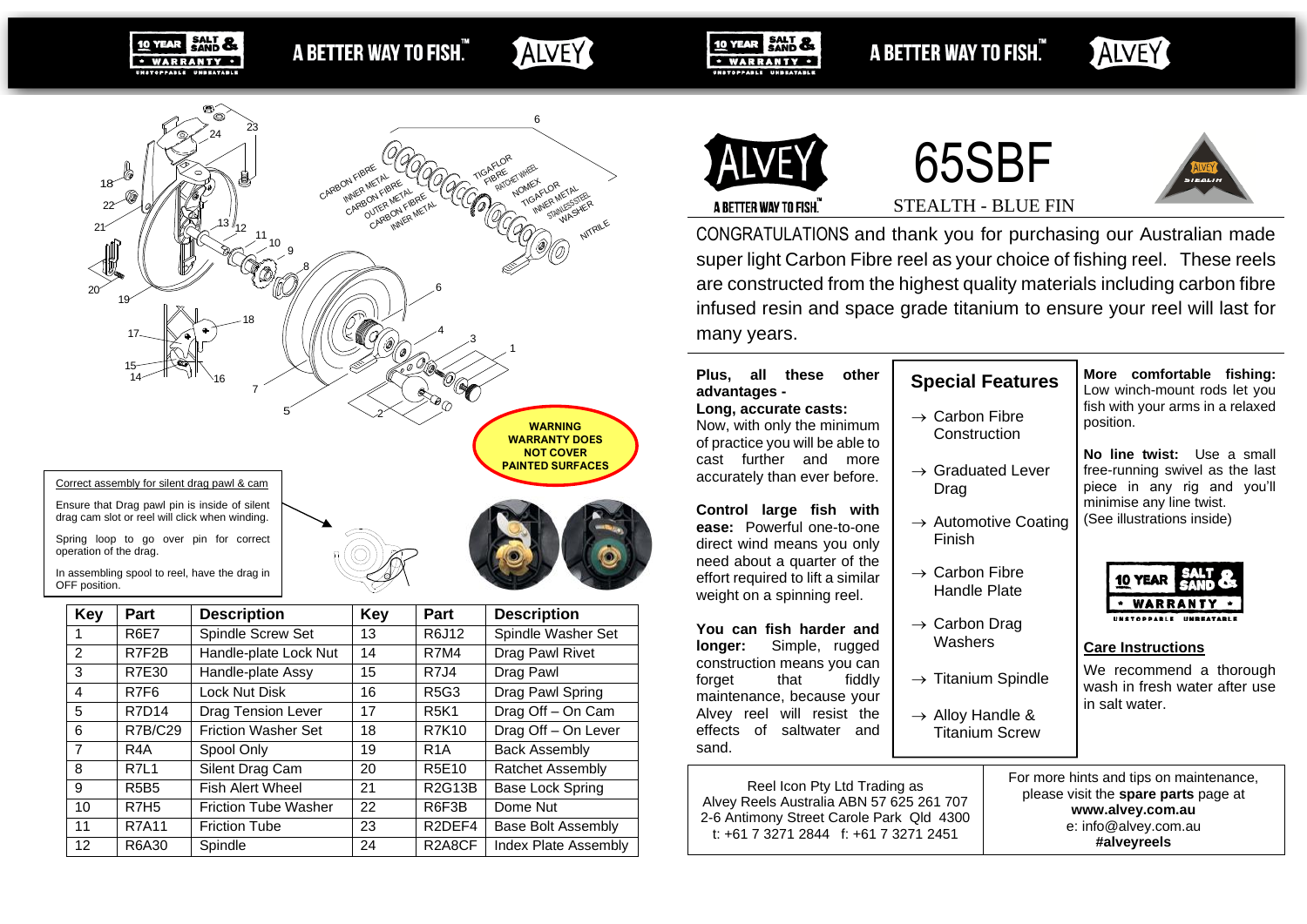# 65SBF

STEALTH - BLUE FIN

CONGRATULATIONS and thank you for purchasing our Australian made super light Carbon Fibre reel as your choice of fishing reel. These reels are constructed from the highest quality materials including carbon fibre infused resin and space grade titanium to ensure your reel will last for many years.

**Plus, all these other advantages -**

**Long, accurate casts:** Now, with only the minimum of practice you will be able to cast further and more accurately than ever before.

**Control large fish with ease:** Powerful one-to-one direct wind means you only need about a quarter of the effort required to lift a similar weight on a spinning reel.

**You can fish harder and longer:** Simple, rugged construction means you can forget that fiddly maintenance, because your Alvey reel will resist the effects of saltwater and sand.

## Special Features

- → Carbon Fibre Construction
- → Graduated Lever Drag
- → Automotive Coating Finish
- → Carbon Fibre Handle Plate
- → Carbon Drag Washers
- → Titanium Spindle
- → Alloy Handle & Titanium Screw

**More comfortable fishing:** Low winch-mount rods let you fish with your arms in a relaxed position.

**No line twist:** Use a small free-running swivel as the last piece in any rig and you'll minimise any line twist. (See illustrations inside)

## Care Instructions

We recommend a thorough wash in fresh water after use in salt water.

Reel Icon Pty Ltd Trading as
Alvey Reels Australia ABN 57 625 261 707
2-6 Antimony Street Carole Park Qld 4300
t: +61 7 3271 2844 f: +61 7 3271 2451

For more hints and tips on maintenance, please visit the **spare parts** page at
**www.alvey.com.au**
e: info@alvey.com.au
**#alveyreels**

**WARNING WARRANTY DOES NOT COVER PAINTED SURFACES**

Correct assembly for silent drag pawl & cam

Ensure that Drag pawl pin is inside of silent drag cam slot or reel will click when winding.

Spring loop to go over pin for correct operation of the drag.

In assembling spool to reel, have the drag in OFF position.

| Key | Part | Description | Key | Part | Description |
|---|---|---|---|---|---|
| 1 | R6E7 | Spindle Screw Set | 13 | R6J12 | Spindle Washer Set |
| 2 | R7F2B | Handle-plate Lock Nut | 14 | R7M4 | Drag Pawl Rivet |
| 3 | R7E30 | Handle-plate Assy | 15 | R7J4 | Drag Pawl |
| 4 | R7F6 | Lock Nut Disk | 16 | R5G3 | Drag Pawl Spring |
| 5 | R7D14 | Drag Tension Lever | 17 | R5K1 | Drag Off – On Cam |
| 6 | R7B/C29 | Friction Washer Set | 18 | R7K10 | Drag Off – On Lever |
| 7 | R4A | Spool Only | 19 | R1A | Back Assembly |
| 8 | R7L1 | Silent Drag Cam | 20 | R5E10 | Ratchet Assembly |
| 9 | R5B5 | Fish Alert Wheel | 21 | R2G13B | Base Lock Spring |
| 10 | R7H5 | Friction Tube Washer | 22 | R6F3B | Dome Nut |
| 11 | R7A11 | Friction Tube | 23 | R2DEF4 | Base Bolt Assembly |
| 12 | R6A30 | Spindle | 24 | R2A8CF | Index Plate Assembly |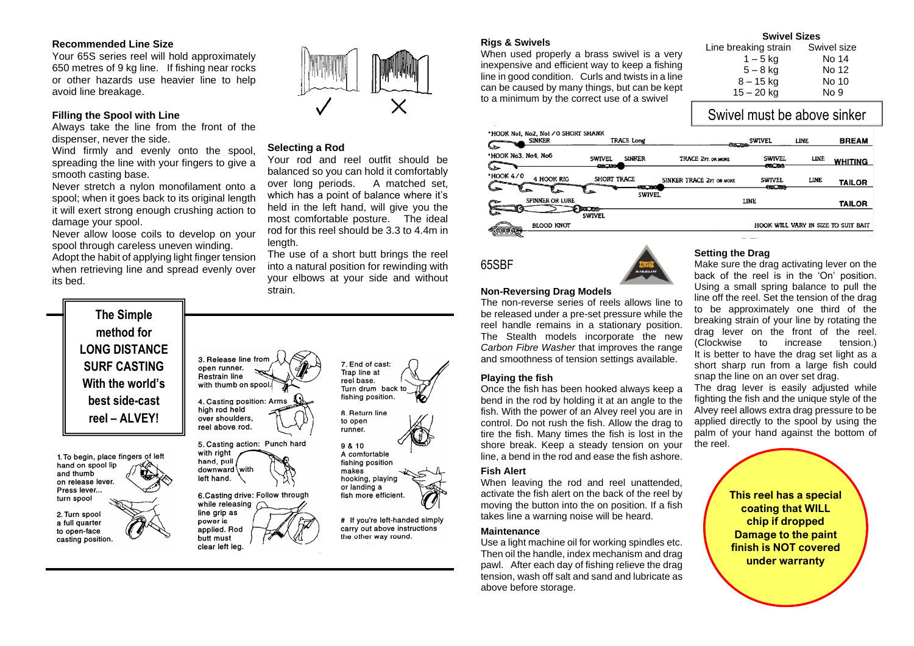### Recommended Line Size

Your 65S series reel will hold approximately 650 metres of 9 kg line. If fishing near rocks or other hazards use heavier line to help avoid line breakage.

### Filling the Spool with Line

Always take the line from the front of the dispenser, never the side.

Wind firmly and evenly onto the spool, spreading the line with your fingers to give a smooth casting base.

Never stretch a nylon monofilament onto a spool; when it goes back to its original length it will exert strong enough crushing action to damage your spool.

Never allow loose coils to develop on your spool through careless uneven winding.

Adopt the habit of applying light finger tension when retrieving line and spread evenly over its bed.

### Selecting a Rod

Your rod and reel outfit should be balanced so you can hold it comfortably over long periods. A matched set, which has a point of balance where it's held in the left hand, will give you the most comfortable posture. The ideal rod for this reel should be 3.3 to 4.4m in length.

The use of a short butt brings the reel into a natural position for rewinding with your elbows at your side and without strain.

## The Simple method for LONG DISTANCE SURF CASTING With the world's best side-cast reel – ALVEY!

1. To begin, place fingers of left hand on spool lip and thumb on release lever. Press lever... turn spool

2. Turn spool a full quarter to open-face casting position.

3. Release line from open runner. Restrain line with thumb on spool.

4. Casting position: Arms high rod held over shoulders, reel above rod.

5. Casting action: Punch hard with right hand, pull downward with left hand.

6. Casting drive: Follow through while releasing line grip as power is applied. Rod butt must clear left leg.

7. End of cast: Trap line at reel base. Turn drum back to fishing position.

8. Return line to open runner.

9 & 10 A comfortable fishing position makes hooking, playing or landing a fish more efficient.

# If you're left-handed simply carry out above instructions the other way round.

### Rigs & Swivels

When used properly a brass swivel is a very inexpensive and efficient way to keep a fishing line in good condition. Curls and twists in a line can be caused by many things, but can be kept to a minimum by the correct use of a swivel

**Swivel Sizes**

| Line breaking strain | Swivel size |
|---|---|
| 1 – 5 kg | No 14 |
| 5 – 8 kg | No 12 |
| 8 – 15 kg | No 10 |
| 15 – 20 kg | No 9 |

**Swivel must be above sinker**

*HOOK No1, No2, No1 /0 SHORT SHANK — SINKER — TRACE Long — SWIVEL — LINE — **BREAM**

*HOOK No3, No4, No6 — SWIVEL — SINKER — TRACE 2FT. OR MORE — SWIVEL — LINE — **WHITING**

*HOOK 4/0 — 4 HOOK RIG — SHORT TRACE — SWIVEL — SINKER TRACE 2FT OR MORE — SWIVEL — LINE — **TAILOR**

SPINNER OR LURE — SWIVEL — LINE — **TAILOR**

BLOOD KNOT — HOOK WILL VARY IN SIZE TO SUIT BAIT

## 65SBF

### Non-Reversing Drag Models

The non-reverse series of reels allows line to be released under a pre-set pressure while the reel handle remains in a stationary position. The Stealth models incorporate the new *Carbon Fibre Washer* that improves the range and smoothness of tension settings available.

### Playing the fish

Once the fish has been hooked always keep a bend in the rod by holding it at an angle to the fish. With the power of an Alvey reel you are in control. Do not rush the fish. Allow the drag to tire the fish. Many times the fish is lost in the shore break. Keep a steady tension on your line, a bend in the rod and ease the fish ashore.

### Fish Alert

When leaving the rod and reel unattended, activate the fish alert on the back of the reel by moving the button into the on position. If a fish takes line a warning noise will be heard.

### Maintenance

Use a light machine oil for working spindles etc. Then oil the handle, index mechanism and drag pawl. After each day of fishing relieve the drag tension, wash off salt and sand and lubricate as above before storage.

### Setting the Drag

Make sure the drag activating lever on the back of the reel is in the 'On' position. Using a small spring balance to pull the line off the reel. Set the tension of the drag to be approximately one third of the breaking strain of your line by rotating the drag lever on the front of the reel. (Clockwise to increase tension.) It is better to have the drag set light as a short sharp run from a large fish could snap the line on an over set drag.

The drag lever is easily adjusted while fighting the fish and the unique style of the Alvey reel allows extra drag pressure to be applied directly to the spool by using the palm of your hand against the bottom of the reel.

**This reel has a special coating that WILL chip if dropped Damage to the paint finish is NOT covered under warranty**